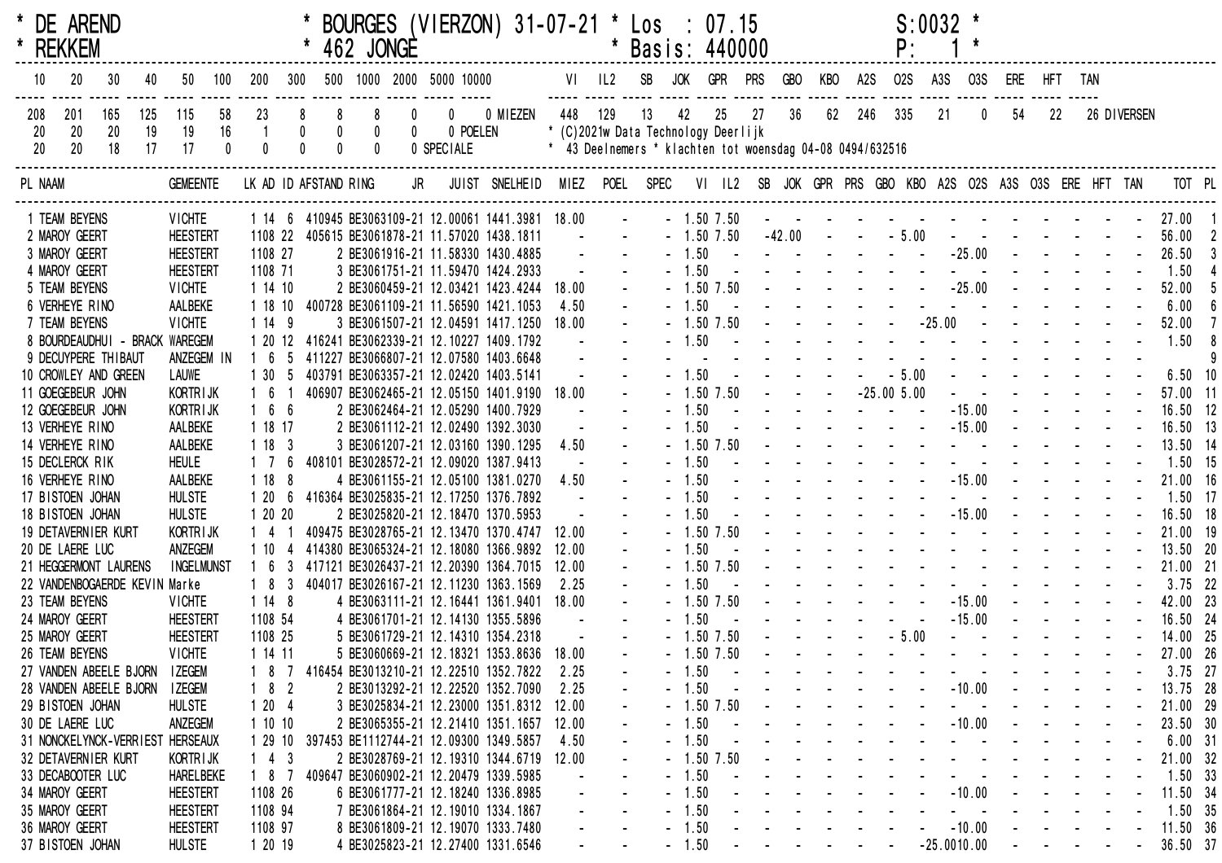\* DE AREND \* BOURGES (VIERZON) 31-07-21 \* Los : 07.15 S:0032 \*
\* REKKEM \* 462 JONGE \* Basis: 440000 P: 1 \*

| 10 | 20 | 30 | 40 | 50 | 100 | 200 | 300 | 500 | 1000 | 2000 | 5000 | 10000 | | VI | IL2 | SB | JOK | GPR | PRS | GBO | KBO | A2S | O2S | A3S | O3S | ERE | HFT | TAN | |
|---|---|---|---|---|---|---|---|---|---|---|---|---|---|---|---|---|---|---|---|---|---|---|---|---|---|---|---|---|---|
| 208 | 201 | 165 | 125 | 115 | 58 | 23 | 8 | 8 | 8 | 0 | 0 | 0 | MIEZEN | 448 | 129 | 13 | 42 | 25 | 27 | 36 | 62 | 246 | 335 | 21 | 0 | 54 | 22 | 26 | DIVERSEN |
| 20 | 20 | 20 | 19 | 19 | 16 | 1 | 0 | 0 | 0 | 0 | | 0 | POELEN | | | | | | | | | | | | | | | | |
| 20 | 20 | 18 | 17 | 17 | 0 | 0 | 0 | 0 | 0 | | | 0 | SPECIALE | | | | | | | | | | | | | | | | |

\* (C)2021w Data Technology Deerlijk
\* 43 Deelnemers \* klachten tot woensdag 04-08 0494/632516

| PL | NAAM | GEMEENTE | LK | AD | ID | AFSTAND | RING | JR | JUIST | SNELHEID | MIEZ | POEL | SPEC | VI | IL2 | SB | JOK | GPR | PRS | GBO | KBO | A2S | O2S | A3S | O3S | ERE | HFT | TAN | TOT | PL |
|---|---|---|---|---|---|---|---|---|---|---|---|---|---|---|---|---|---|---|---|---|---|---|---|---|---|---|---|---|---|---|
| 1 | TEAM BEYENS | VICHTE | 1 | 14 | 6 | 410945 | BE3063109-21 | | 12.00061 | 1441.3981 | 18.00 | - | - | 1.50 | 7.50 | - | - | - | - | - | - | - | - | - | - | - | - | - | 27.00 | 1 |
| 2 | MAROY GEERT | HEESTERT | 1 | 108 | 22 | 405615 | BE3061878-21 | | 11.57020 | 1438.1811 | - | - | - | 1.50 | 7.50 | -42.00 | - | - | - | - | 5.00 | - | - | - | - | - | - | - | 56.00 | 2 |
| 3 | MAROY GEERT | HEESTERT | 1 | 108 | 27 | 2 | BE3061916-21 | | 11.58330 | 1430.4885 | - | - | - | 1.50 | - | - | - | - | - | - | - | - | -25.00 | - | - | - | - | - | 26.50 | 3 |
| 4 | MAROY GEERT | HEESTERT | 1 | 108 | 71 | 3 | BE3061751-21 | | 11.59470 | 1424.2933 | - | - | - | 1.50 | - | - | - | - | - | - | - | - | - | - | - | - | - | - | 1.50 | 4 |
| 5 | TEAM BEYENS | VICHTE | 1 | 14 | 10 | 2 | BE3060459-21 | | 12.03421 | 1423.4244 | 18.00 | - | - | 1.50 | 7.50 | - | - | - | - | - | - | - | -25.00 | - | - | - | - | - | 52.00 | 5 |
| 6 | VERHEYE RINO | AALBEKE | 1 | 18 | 10 | 400728 | BE3061109-21 | | 11.56590 | 1421.1053 | 4.50 | - | - | 1.50 | - | - | - | - | - | - | - | - | - | - | - | - | - | - | 6.00 | 6 |
| 7 | TEAM BEYENS | VICHTE | 1 | 14 | 9 | 3 | BE3061507-21 | | 12.04591 | 1417.1250 | 18.00 | - | - | 1.50 | 7.50 | - | - | - | - | - | - | -25.00 | - | - | - | - | - | - | 52.00 | 7 |
| 8 | BOURDEAUDHUI - BRACK | WAREGEM | 1 | 20 | 12 | 416241 | BE3062339-21 | | 12.10227 | 1409.1792 | - | - | - | 1.50 | - | - | - | - | - | - | - | - | - | - | - | - | - | - | 1.50 | 8 |
| 9 | DECUYPERE THIBAUT | ANZEGEM IN | 1 | 6 | 5 | 411227 | BE3066807-21 | | 12.07580 | 1403.6648 | - | - | - | - | - | - | - | - | - | - | - | - | - | - | - | - | - | - | | 9 |
| 10 | CROWLEY AND GREEN | LAUWE | 1 | 30 | 5 | 403791 | BE3063357-21 | | 12.02420 | 1403.5141 | - | - | - | 1.50 | - | - | - | - | - | - | 5.00 | - | - | - | - | - | - | - | 6.50 | 10 |
| 11 | GOEGEBEUR JOHN | KORTRIJK | 1 | 6 | 1 | 406907 | BE3062465-21 | | 12.05150 | 1401.9190 | 18.00 | - | - | 1.50 | 7.50 | - | - | - | - | -25.00 | 5.00 | - | - | - | - | - | - | - | 57.00 | 11 |
| 12 | GOEGEBEUR JOHN | KORTRIJK | 1 | 6 | 6 | 2 | BE3062464-21 | | 12.05290 | 1400.7929 | - | - | - | 1.50 | - | - | - | - | - | - | - | - | -15.00 | - | - | - | - | - | 16.50 | 12 |
| 13 | VERHEYE RINO | AALBEKE | 1 | 18 | 17 | 2 | BE3061112-21 | | 12.02490 | 1392.3030 | - | - | - | 1.50 | - | - | - | - | - | - | - | - | -15.00 | - | - | - | - | - | 16.50 | 13 |
| 14 | VERHEYE RINO | AALBEKE | 1 | 18 | 3 | 3 | BE3061207-21 | | 12.03160 | 1390.1295 | 4.50 | - | - | 1.50 | 7.50 | - | - | - | - | - | - | - | - | - | - | - | - | - | 13.50 | 14 |
| 15 | DECLERCK RIK | HEULE | 1 | 7 | 6 | 408101 | BE3028572-21 | | 12.09020 | 1387.9413 | - | - | - | 1.50 | - | - | - | - | - | - | - | - | - | - | - | - | - | - | 1.50 | 15 |
| 16 | VERHEYE RINO | AALBEKE | 1 | 18 | 8 | 4 | BE3061155-21 | | 12.05100 | 1381.0270 | 4.50 | - | - | 1.50 | - | - | - | - | - | - | - | - | -15.00 | - | - | - | - | - | 21.00 | 16 |
| 17 | BISTOEN JOHAN | HULSTE | 1 | 20 | 6 | 416364 | BE3025835-21 | | 12.17250 | 1376.7892 | - | - | - | 1.50 | - | - | - | - | - | - | - | - | - | - | - | - | - | - | 1.50 | 17 |
| 18 | BISTOEN JOHAN | HULSTE | 1 | 20 | 20 | 2 | BE3025820-21 | | 12.18470 | 1370.5953 | - | - | - | 1.50 | - | - | - | - | - | - | - | - | -15.00 | - | - | - | - | - | 16.50 | 18 |
| 19 | DETAVERNIER KURT | KORTRIJK | 1 | 4 | 1 | 409475 | BE3028765-21 | | 12.13470 | 1370.4747 | 12.00 | - | - | 1.50 | 7.50 | - | - | - | - | - | - | - | - | - | - | - | - | - | 21.00 | 19 |
| 20 | DE LAERE LUC | ANZEGEM | 1 | 10 | 4 | 414380 | BE3065324-21 | | 12.18080 | 1366.9892 | 12.00 | - | - | 1.50 | - | - | - | - | - | - | - | - | - | - | - | - | - | - | 13.50 | 20 |
| 21 | HEGGERMONT LAURENS | INGELMUNST | 1 | 6 | 3 | 417121 | BE3026437-21 | | 12.20390 | 1364.7015 | 12.00 | - | - | 1.50 | 7.50 | - | - | - | - | - | - | - | - | - | - | - | - | - | 21.00 | 21 |
| 22 | VANDENBOGAERDE KEVIN | Marke | 1 | 8 | 3 | 404017 | BE3026167-21 | | 12.11230 | 1363.1569 | 2.25 | - | - | 1.50 | - | - | - | - | - | - | - | - | - | - | - | - | - | - | 3.75 | 22 |
| 23 | TEAM BEYENS | VICHTE | 1 | 14 | 8 | 4 | BE3063111-21 | | 12.16441 | 1361.9401 | 18.00 | - | - | 1.50 | 7.50 | - | - | - | - | - | - | - | -15.00 | - | - | - | - | - | 42.00 | 23 |
| 24 | MAROY GEERT | HEESTERT | 1 | 108 | 54 | 4 | BE3061701-21 | | 12.14130 | 1355.5896 | - | - | - | 1.50 | - | - | - | - | - | - | - | - | -15.00 | - | - | - | - | - | 16.50 | 24 |
| 25 | MAROY GEERT | HEESTERT | 1 | 108 | 25 | 5 | BE3061729-21 | | 12.14310 | 1354.2318 | - | - | - | 1.50 | 7.50 | - | - | - | - | - | 5.00 | - | - | - | - | - | - | - | 14.00 | 25 |
| 26 | TEAM BEYENS | VICHTE | 1 | 14 | 11 | 5 | BE3060669-21 | | 12.18321 | 1353.8636 | 18.00 | - | - | 1.50 | 7.50 | - | - | - | - | - | - | - | - | - | - | - | - | - | 27.00 | 26 |
| 27 | VANDEN ABEELE BJORN | IZEGEM | 1 | 8 | 7 | 416454 | BE3013210-21 | | 12.22510 | 1352.7822 | 2.25 | - | - | 1.50 | - | - | - | - | - | - | - | - | - | - | - | - | - | - | 3.75 | 27 |
| 28 | VANDEN ABEELE BJORN | IZEGEM | 1 | 8 | 2 | 2 | BE3013292-21 | | 12.22520 | 1352.7090 | 2.25 | - | - | 1.50 | - | - | - | - | - | - | - | - | -10.00 | - | - | - | - | - | 13.75 | 28 |
| 29 | BISTOEN JOHAN | HULSTE | 1 | 20 | 4 | 3 | BE3025834-21 | | 12.23000 | 1351.8312 | 12.00 | - | - | 1.50 | 7.50 | - | - | - | - | - | - | - | - | - | - | - | - | - | 21.00 | 29 |
| 30 | DE LAERE LUC | ANZEGEM | 1 | 10 | 10 | 2 | BE3065355-21 | | 12.21410 | 1351.1657 | 12.00 | - | - | 1.50 | - | - | - | - | - | - | - | - | -10.00 | - | - | - | - | - | 23.50 | 30 |
| 31 | NONCKELYNCK-VERRIEST | HERSEAUX | 1 | 29 | 10 | 397453 | BE1112744-21 | | 12.09300 | 1349.5857 | 4.50 | - | - | 1.50 | - | - | - | - | - | - | - | - | - | - | - | - | - | - | 6.00 | 31 |
| 32 | DETAVERNIER KURT | KORTRIJK | 1 | 4 | 3 | 2 | BE3028769-21 | | 12.19310 | 1344.6719 | 12.00 | - | - | 1.50 | 7.50 | - | - | - | - | - | - | - | - | - | - | - | - | - | 21.00 | 32 |
| 33 | DECABOOTER LUC | HARELBEKE | 1 | 8 | 7 | 409647 | BE3060902-21 | | 12.20479 | 1339.5985 | - | - | - | 1.50 | - | - | - | - | - | - | - | - | - | - | - | - | - | - | 1.50 | 33 |
| 34 | MAROY GEERT | HEESTERT | 1 | 108 | 26 | 6 | BE3061777-21 | | 12.18240 | 1336.8985 | - | - | - | 1.50 | - | - | - | - | - | - | - | - | -10.00 | - | - | - | - | - | 11.50 | 34 |
| 35 | MAROY GEERT | HEESTERT | 1 | 108 | 94 | 7 | BE3061864-21 | | 12.19010 | 1334.1867 | - | - | - | 1.50 | - | - | - | - | - | - | - | - | - | - | - | - | - | - | 1.50 | 35 |
| 36 | MAROY GEERT | HEESTERT | 1 | 108 | 97 | 8 | BE3061809-21 | | 12.19070 | 1333.7480 | - | - | - | 1.50 | - | - | - | - | - | - | - | - | -10.00 | - | - | - | - | - | 11.50 | 36 |
| 37 | BISTOEN JOHAN | HULSTE | 1 | 20 | 19 | 4 | BE3025823-21 | | 12.27400 | 1331.6546 | - | - | - | 1.50 | - | - | - | - | - | - | - | -25.00 | 10.00 | - | - | - | - | - | 36.50 | 37 |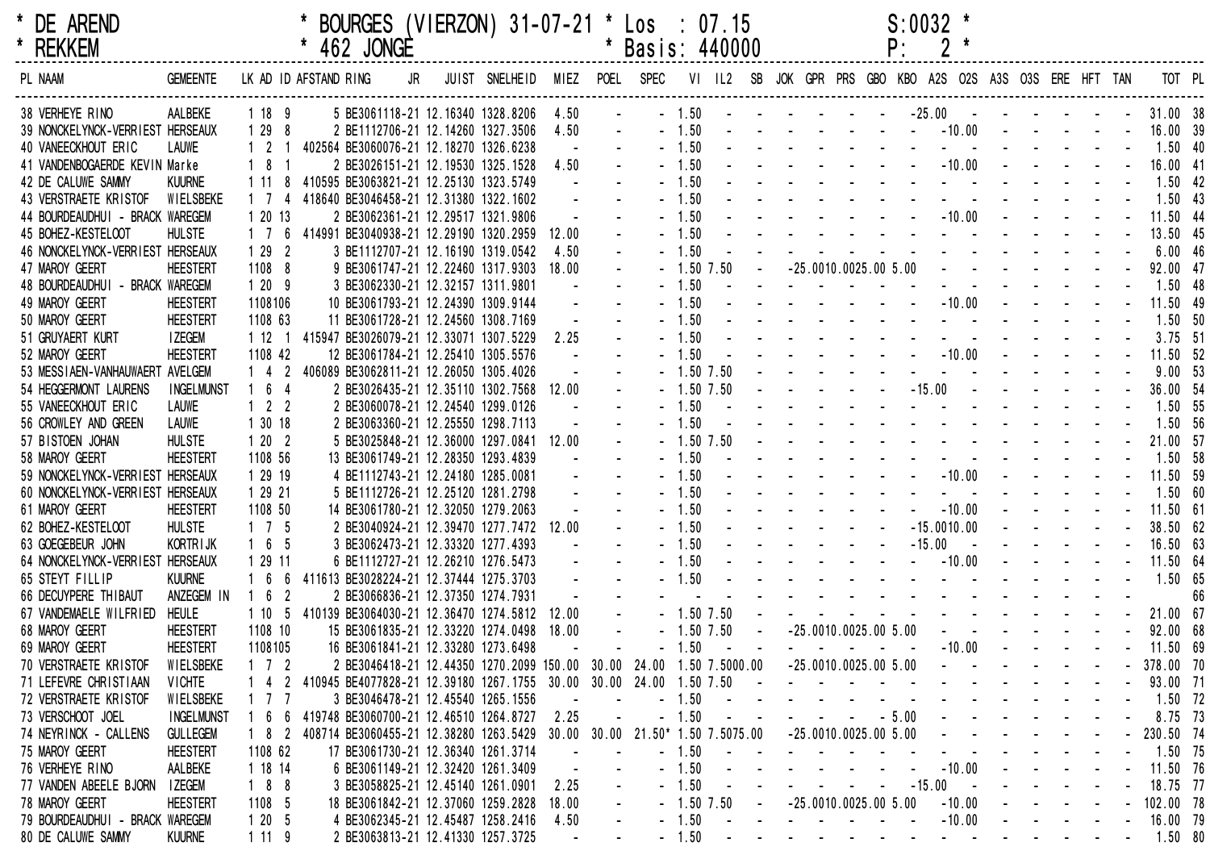\* DE AREND \* BOURGES (VIERZON) 31-07-21 \* Los : 07.15 S:0032 \*
\* REKKEM \* 462 JONGE \* Basis: 440000 P: 2 \*

| PL | NAAM | GEMEENTE | LK | AD | ID | AFSTAND | RING | JR | JUIST | SNELHEID | MIEZ | POEL | SPEC | VI | IL2 | SB | JOK | GPR | PRS | GBO | KBO | A2S | O2S | A3S | O3S | ERE | HFT | TAN | TOT | PL |
|---|---|---|---|---|---|---|---|---|---|---|---|---|---|---|---|---|---|---|---|---|---|---|---|---|---|---|---|---|---|---|
| 38 | VERHEYE RINO | AALBEKE | 1 | 18 | 9 | 5 | BE3061118-21 | | 12.16340 | 1328.8206 | 4.50 | - | - | 1.50 | - | - | - | - | - | - | - | 25.00 | - | - | - | - | - | - | 31.00 | 38 |
| 39 | NONCKELYNCK-VERRIEST | HERSEAUX | 1 | 29 | 8 | 2 | BE1112706-21 | | 12.14260 | 1327.3506 | 4.50 | - | - | 1.50 | - | - | - | - | - | - | - | - | 10.00 | - | - | - | - | - | 16.00 | 39 |
| 40 | VANEECKHOUT ERIC | LAUWE | 1 | 2 | 1 | 402564 | BE3060076-21 | | 12.18270 | 1326.6238 | - | - | - | 1.50 | - | - | - | - | - | - | - | - | - | - | - | - | - | - | 1.50 | 40 |
| 41 | VANDENBOGAERDE KEVIN | Marke | 1 | 8 | 1 | 2 | BE3026151-21 | | 12.19530 | 1325.1528 | 4.50 | - | - | 1.50 | - | - | - | - | - | - | - | - | 10.00 | - | - | - | - | - | 16.00 | 41 |
| 42 | DE CALUWE SAMMY | KUURNE | 1 | 11 | 8 | 410595 | BE3063821-21 | | 12.25130 | 1323.5749 | - | - | - | 1.50 | - | - | - | - | - | - | - | - | - | - | - | - | - | - | 1.50 | 42 |
| 43 | VERSTRAETE KRISTOF | WIELSBEKE | 1 | 7 | 4 | 418640 | BE3046458-21 | | 12.31380 | 1322.1602 | - | - | - | 1.50 | - | - | - | - | - | - | - | - | - | - | - | - | - | - | 1.50 | 43 |
| 44 | BOURDEAUDHUI - BRACK | WAREGEM | 1 | 20 | 13 | 2 | BE3062361-21 | | 12.29517 | 1321.9806 | - | - | - | 1.50 | - | - | - | - | - | - | - | - | 10.00 | - | - | - | - | - | 11.50 | 44 |
| 45 | BOHEZ-KESTELOOT | HULSTE | 1 | 7 | 6 | 414991 | BE3040938-21 | | 12.29190 | 1320.2959 | 12.00 | - | - | 1.50 | - | - | - | - | - | - | - | - | - | - | - | - | - | - | 13.50 | 45 |
| 46 | NONCKELYNCK-VERRIEST | HERSEAUX | 1 | 29 | 2 | 3 | BE1112707-21 | | 12.16190 | 1319.0542 | 4.50 | - | - | 1.50 | - | - | - | - | - | - | - | - | - | - | - | - | - | - | 6.00 | 46 |
| 47 | MAROY GEERT | HEESTERT | 1 | 108 | 8 | 9 | BE3061747-21 | | 12.22460 | 1317.9303 | 18.00 | - | - | 1.50 | 7.50 | - | 25.00 | 10.00 | 25.00 | 5.00 | - | - | - | - | - | - | - | - | 92.00 | 47 |
| 48 | BOURDEAUDHUI - BRACK | WAREGEM | 1 | 20 | 9 | 3 | BE3062330-21 | | 12.32157 | 1311.9801 | - | - | - | 1.50 | - | - | - | - | - | - | - | - | - | - | - | - | - | - | 1.50 | 48 |
| 49 | MAROY GEERT | HEESTERT | 1 | 108 | 106 | 10 | BE3061793-21 | | 12.24390 | 1309.9144 | - | - | - | 1.50 | - | - | - | - | - | - | - | - | 10.00 | - | - | - | - | - | 11.50 | 49 |
| 50 | MAROY GEERT | HEESTERT | 1 | 108 | 63 | 11 | BE3061728-21 | | 12.24560 | 1308.7169 | - | - | - | 1.50 | - | - | - | - | - | - | - | - | - | - | - | - | - | - | 1.50 | 50 |
| 51 | GRUYAERT KURT | IZEGEM | 1 | 12 | 1 | 415947 | BE3026079-21 | | 12.33071 | 1307.5229 | 2.25 | - | - | 1.50 | - | - | - | - | - | - | - | - | - | - | - | - | - | - | 3.75 | 51 |
| 52 | MAROY GEERT | HEESTERT | 1 | 108 | 42 | 12 | BE3061784-21 | | 12.25410 | 1305.5576 | - | - | - | 1.50 | - | - | - | - | - | - | - | - | 10.00 | - | - | - | - | - | 11.50 | 52 |
| 53 | MESSIAEN-VANHAUWAERT | AVELGEM | 1 | 4 | 2 | 406089 | BE3062811-21 | | 12.26050 | 1305.4026 | - | - | - | 1.50 | 7.50 | - | - | - | - | - | - | - | - | - | - | - | - | - | 9.00 | 53 |
| 54 | HEGGERMONT LAURENS | INGELMUNST | 1 | 6 | 4 | 2 | BE3026435-21 | | 12.35110 | 1302.7568 | 12.00 | - | - | 1.50 | 7.50 | - | - | - | - | - | - | 15.00 | - | - | - | - | - | - | 36.00 | 54 |
| 55 | VANEECKHOUT ERIC | LAUWE | 1 | 2 | 2 | 2 | BE3060078-21 | | 12.24540 | 1299.0126 | - | - | - | 1.50 | - | - | - | - | - | - | - | - | - | - | - | - | - | - | 1.50 | 55 |
| 56 | CROWLEY AND GREEN | LAUWE | 1 | 30 | 18 | 2 | BE3063360-21 | | 12.25550 | 1298.7113 | - | - | - | 1.50 | - | - | - | - | - | - | - | - | - | - | - | - | - | - | 1.50 | 56 |
| 57 | BISTOEN JOHAN | HULSTE | 1 | 20 | 2 | 5 | BE3025848-21 | | 12.36000 | 1297.0841 | 12.00 | - | - | 1.50 | 7.50 | - | - | - | - | - | - | - | - | - | - | - | - | - | 21.00 | 57 |
| 58 | MAROY GEERT | HEESTERT | 1 | 108 | 56 | 13 | BE3061749-21 | | 12.28350 | 1293.4839 | - | - | - | 1.50 | - | - | - | - | - | - | - | - | - | - | - | - | - | - | 1.50 | 58 |
| 59 | NONCKELYNCK-VERRIEST | HERSEAUX | 1 | 29 | 19 | 4 | BE1112743-21 | | 12.24180 | 1285.0081 | - | - | - | 1.50 | - | - | - | - | - | - | - | - | 10.00 | - | - | - | - | - | 11.50 | 59 |
| 60 | NONCKELYNCK-VERRIEST | HERSEAUX | 1 | 29 | 21 | 5 | BE1112726-21 | | 12.25120 | 1281.2798 | - | - | - | 1.50 | - | - | - | - | - | - | - | - | - | - | - | - | - | - | 1.50 | 60 |
| 61 | MAROY GEERT | HEESTERT | 1 | 108 | 50 | 14 | BE3061780-21 | | 12.32050 | 1279.2063 | - | - | - | 1.50 | - | - | - | - | - | - | - | - | 10.00 | - | - | - | - | - | 11.50 | 61 |
| 62 | BOHEZ-KESTELOOT | HULSTE | 1 | 7 | 5 | 2 | BE3040924-21 | | 12.39470 | 1277.7472 | 12.00 | - | - | 1.50 | - | - | - | - | - | - | - | 15.00 | 10.00 | - | - | - | - | - | 38.50 | 62 |
| 63 | GOEGEBEUR JOHN | KORTRIJK | 1 | 6 | 5 | 3 | BE3062473-21 | | 12.33320 | 1277.4393 | - | - | - | 1.50 | - | - | - | - | - | - | - | 15.00 | - | - | - | - | - | - | 16.50 | 63 |
| 64 | NONCKELYNCK-VERRIEST | HERSEAUX | 1 | 29 | 11 | 6 | BE1112727-21 | | 12.26210 | 1276.5473 | - | - | - | 1.50 | - | - | - | - | - | - | - | - | 10.00 | - | - | - | - | - | 11.50 | 64 |
| 65 | STEYT FILLIP | KUURNE | 1 | 6 | 6 | 411613 | BE3028224-21 | | 12.37444 | 1275.3703 | - | - | - | 1.50 | - | - | - | - | - | - | - | - | - | - | - | - | - | - | 1.50 | 65 |
| 66 | DECUYPERE THIBAUT | ANZEGEM IN | 1 | 6 | 2 | 2 | BE3066836-21 | | 12.37350 | 1274.7931 | - | - | - | | | | | | | | | | | | | | | | | 66 |
| 67 | VANDEMAELE WILFRIED | HEULE | 1 | 10 | 5 | 410139 | BE3064030-21 | | 12.36470 | 1274.5812 | 12.00 | - | - | 1.50 | 7.50 | - | - | - | - | - | - | - | - | - | - | - | - | - | 21.00 | 67 |
| 68 | MAROY GEERT | HEESTERT | 1 | 108 | 10 | 15 | BE3061835-21 | | 12.33220 | 1274.0498 | 18.00 | - | - | 1.50 | 7.50 | - | 25.00 | 10.00 | 25.00 | 5.00 | - | - | - | - | - | - | - | - | 92.00 | 68 |
| 69 | MAROY GEERT | HEESTERT | 1 | 108 | 105 | 16 | BE3061841-21 | | 12.33280 | 1273.6498 | - | - | - | 1.50 | - | - | - | - | - | - | - | - | 10.00 | - | - | - | - | - | 11.50 | 69 |
| 70 | VERSTRAETE KRISTOF | WIELSBEKE | 1 | 7 | 2 | 2 | BE3046418-21 | | 12.44350 | 1270.2099 | 150.00 | 30.00 | 24.00 | 1.50 | 7.50 | 00.00 | 25.00 | 10.00 | 25.00 | 5.00 | - | - | - | - | - | - | - | - | 378.00 | 70 |
| 71 | LEFEVRE CHRISTIAAN | VICHTE | 1 | 4 | 2 | 410945 | BE4077828-21 | | 12.39180 | 1267.1755 | 30.00 | 30.00 | 24.00 | 1.50 | 7.50 | - | - | - | - | - | - | - | - | - | - | - | - | - | 93.00 | 71 |
| 72 | VERSTRAETE KRISTOF | WIELSBEKE | 1 | 7 | 7 | 3 | BE3046478-21 | | 12.45540 | 1265.1556 | - | - | - | 1.50 | - | - | - | - | - | - | - | - | - | - | - | - | - | - | 1.50 | 72 |
| 73 | VERSCHOOT JOEL | INGELMUNST | 1 | 6 | 6 | 419748 | BE3060700-21 | | 12.46510 | 1264.8727 | 2.25 | - | - | 1.50 | - | - | - | - | - | - | 5.00 | - | - | - | - | - | - | - | 8.75 | 73 |
| 74 | NEYRINCK - CALLENS | GULLEGEM | 1 | 8 | 2 | 408714 | BE3060455-21 | | 12.38280 | 1263.5429 | 30.00 | 30.00 | 21.50* | 1.50 | 7.50 | 75.00 | 25.00 | 10.00 | 25.00 | 5.00 | - | - | - | - | - | - | - | - | 230.50 | 74 |
| 75 | MAROY GEERT | HEESTERT | 1 | 108 | 62 | 17 | BE3061730-21 | | 12.36340 | 1261.3714 | - | - | - | 1.50 | - | - | - | - | - | - | - | - | - | - | - | - | - | - | 1.50 | 75 |
| 76 | VERHEYE RINO | AALBEKE | 1 | 18 | 14 | 6 | BE3061149-21 | | 12.32420 | 1261.3409 | - | - | - | 1.50 | - | - | - | - | - | - | - | - | 10.00 | - | - | - | - | - | 11.50 | 76 |
| 77 | VANDEN ABEELE BJORN | IZEGEM | 1 | 8 | 8 | 3 | BE3058825-21 | | 12.45140 | 1261.0901 | 2.25 | - | - | 1.50 | - | - | - | - | - | - | - | 15.00 | - | - | - | - | - | - | 18.75 | 77 |
| 78 | MAROY GEERT | HEESTERT | 1 | 108 | 5 | 18 | BE3061842-21 | | 12.37060 | 1259.2828 | 18.00 | - | - | 1.50 | 7.50 | - | 25.00 | 10.00 | 25.00 | 5.00 | - | - | 10.00 | - | - | - | - | - | 102.00 | 78 |
| 79 | BOURDEAUDHUI - BRACK | WAREGEM | 1 | 20 | 5 | 4 | BE3062345-21 | | 12.45487 | 1258.2416 | 4.50 | - | - | 1.50 | - | - | - | - | - | - | - | - | 10.00 | - | - | - | - | - | 16.00 | 79 |
| 80 | DE CALUWE SAMMY | KUURNE | 1 | 11 | 9 | 2 | BE3063813-21 | | 12.41330 | 1257.3725 | - | - | - | 1.50 | - | - | - | - | - | - | - | - | - | - | - | - | - | - | 1.50 | 80 |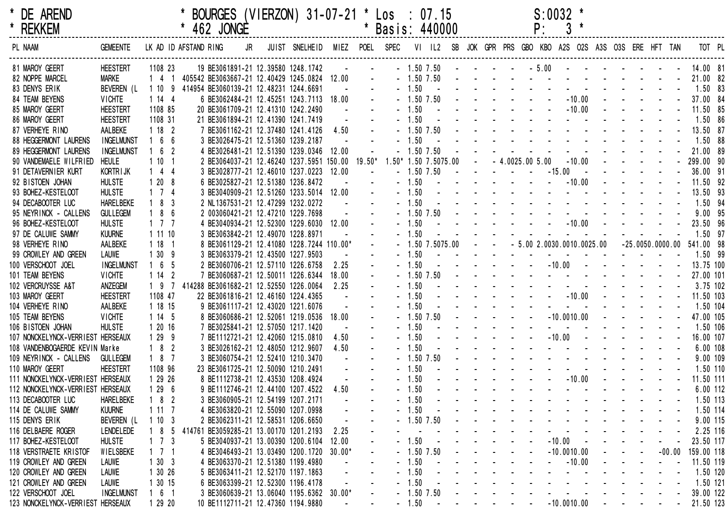* DE AREND * BOURGES (VIERZON) 31-07-21 * Los : 07.15 S:0032 *
* REKKEM * 462 JONGE * Basis: 440000 P: 3 *

| PL | NAAM | GEMEENTE | LK | AD | ID | AFSTAND | RING JR | JUIST | SNELHEID | MIEZ | POEL | SPEC | VI | IL2 | SB | JOK | GPR | PRS | GBO | KBO | A2S | O2S | A3S | O3S | ERE | HFT | TAN | TOT | PL |
|---|---|---|---|---|---|---|---|---|---|---|---|---|---|---|---|---|---|---|---|---|---|---|---|---|---|---|---|---|---|
| 81 | MAROY GEERT | HEESTERT | 1 | 108 | 23 | 19 | BE3061891-21 | 12.39580 | 1248.1742 | - | - | - | 1.50 | 7.50 | - | - | - | - | - | 5.00 | - | - | - | - | - | - | - | 14.00 | 81 |
| 82 | NOPPE MARCEL | MARKE | 1 | 4 | 1 | 405542 | BE3063667-21 | 12.40429 | 1245.0824 | 12.00 | - | - | 1.50 | 7.50 | - | - | - | - | - | - | - | - | - | - | - | - | - | 21.00 | 82 |
| 83 | DENYS ERIK | BEVEREN (L | 1 | 10 | 9 | 414954 | BE3060139-21 | 12.48231 | 1244.6691 | - | - | - | 1.50 | - | - | - | - | - | - | - | - | - | - | - | - | - | - | 1.50 | 83 |
| 84 | TEAM BEYENS | VICHTE | 1 | 14 | 4 | 6 | BE3062484-21 | 12.45251 | 1243.7113 | 18.00 | - | - | 1.50 | 7.50 | - | - | - | - | - | - | - | 10.00 | - | - | - | - | - | 37.00 | 84 |
| 85 | MAROY GEERT | HEESTERT | 1 | 108 | 85 | 20 | BE3061709-21 | 12.41310 | 1242.2490 | - | - | - | 1.50 | - | - | - | - | - | - | - | - | 10.00 | - | - | - | - | - | 11.50 | 85 |
| 86 | MAROY GEERT | HEESTERT | 1 | 108 | 31 | 21 | BE3061894-21 | 12.41390 | 1241.7419 | - | - | - | 1.50 | - | - | - | - | - | - | - | - | - | - | - | - | - | - | 1.50 | 86 |
| 87 | VERHEYE RINO | AALBEKE | 1 | 18 | 2 | 7 | BE3061162-21 | 12.37480 | 1241.4126 | 4.50 | - | - | 1.50 | 7.50 | - | - | - | - | - | - | - | - | - | - | - | - | - | 13.50 | 87 |
| 88 | HEGGERMONT LAURENS | INGELMUNST | 1 | 6 | 6 | 3 | BE3026475-21 | 12.51360 | 1239.2187 | - | - | - | 1.50 | - | - | - | - | - | - | - | - | - | - | - | - | - | - | 1.50 | 88 |
| 89 | HEGGERMONT LAURENS | INGELMUNST | 1 | 6 | 2 | 4 | BE3026481-21 | 12.51390 | 1239.0346 | 12.00 | - | - | 1.50 | 7.50 | - | - | - | - | - | - | - | - | - | - | - | - | - | 21.00 | 89 |
| 90 | VANDEMAELE WILFRIED | HEULE | 1 | 10 | 1 | 2 | BE3064037-21 | 12.46240 | 1237.5951 | 150.00 | 19.50* | 1.50* | 1.50 | 7.50 | 75.00 | - | - | 4.00 | 25.00 | 5.00 | - | 10.00 | - | - | - | - | - | 299.00 | 90 |
| 91 | DETAVERNIER KURT | KORTRIJK | 1 | 4 | 4 | 3 | BE3028777-21 | 12.46010 | 1237.0223 | 12.00 | - | - | 1.50 | 7.50 | - | - | - | - | - | - | 15.00 | - | - | - | - | - | - | 36.00 | 91 |
| 92 | BISTOEN JOHAN | HULSTE | 1 | 20 | 8 | 6 | BE3025827-21 | 12.51380 | 1236.8472 | - | - | - | 1.50 | - | - | - | - | - | - | - | - | 10.00 | - | - | - | - | - | 11.50 | 92 |
| 93 | BOHEZ-KESTELOOT | HULSTE | 1 | 7 | 4 | 3 | BE3040909-21 | 12.51260 | 1233.5014 | 12.00 | - | - | 1.50 | - | - | - | - | - | - | - | - | - | - | - | - | - | - | 13.50 | 93 |
| 94 | DECABOOTER LUC | HARELBEKE | 1 | 8 | 3 | 2 | NL1367531-21 | 12.47299 | 1232.0272 | - | - | - | 1.50 | - | - | - | - | - | - | - | - | - | - | - | - | - | - | 1.50 | 94 |
| 95 | NEYRINCK - CALLENS | GULLEGEM | 1 | 8 | 6 | 2 | 003060421-21 | 12.47210 | 1229.7698 | - | - | - | 1.50 | 7.50 | - | - | - | - | - | - | - | - | - | - | - | - | - | 9.00 | 95 |
| 96 | BOHEZ-KESTELOOT | HULSTE | 1 | 7 | 7 | 4 | BE3040934-21 | 12.52300 | 1229.6030 | 12.00 | - | - | 1.50 | - | - | - | - | - | - | - | - | 10.00 | - | - | - | - | - | 23.50 | 96 |
| 97 | DE CALUWE SAMMY | KUURNE | 1 | 11 | 10 | 3 | BE3063842-21 | 12.49070 | 1228.8971 | - | - | - | 1.50 | - | - | - | - | - | - | - | - | - | - | - | - | - | - | 1.50 | 97 |
| 98 | VERHEYE RINO | AALBEKE | 1 | 18 | 1 | 8 | BE3061129-21 | 12.41080 | 1228.7244 | 110.00* | - | - | 1.50 | 7.50 | 75.00 | - | - | - | 5.00 | 2.00 | 30.00 | 10.00 | 25.00 | - | 25.00 | 50.00 | 00.00 | 541.00 | 98 |
| 99 | CROWLEY AND GREEN | LAUWE | 1 | 30 | 9 | 3 | BE3063379-21 | 12.43500 | 1227.9503 | - | - | - | 1.50 | - | - | - | - | - | - | - | - | - | - | - | - | - | - | 1.50 | 99 |
| 100 | VERSCHOOT JOEL | INGELMUNST | 1 | 6 | 5 | 2 | BE3060706-21 | 12.57110 | 1226.6758 | 2.25 | - | - | 1.50 | - | - | - | - | - | - | - | 10.00 | - | - | - | - | - | - | 13.75 | 100 |
| 101 | TEAM BEYENS | VICHTE | 1 | 14 | 2 | 7 | BE3060687-21 | 12.50011 | 1226.6344 | 18.00 | - | - | 1.50 | 7.50 | - | - | - | - | - | - | - | - | - | - | - | - | - | 27.00 | 101 |
| 102 | VERCRUYSSE A&T | ANZEGEM | 1 | 9 | 7 | 414288 | BE3061682-21 | 12.52550 | 1226.0064 | 2.25 | - | - | 1.50 | - | - | - | - | - | - | - | - | - | - | - | - | - | - | 3.75 | 102 |
| 103 | MAROY GEERT | HEESTERT | 1 | 108 | 47 | 22 | BE3061816-21 | 12.46160 | 1224.4365 | - | - | - | 1.50 | - | - | - | - | - | - | - | - | 10.00 | - | - | - | - | - | 11.50 | 103 |
| 104 | VERHEYE RINO | AALBEKE | 1 | 18 | 15 | 9 | BE3061117-21 | 12.43020 | 1221.6076 | - | - | - | 1.50 | - | - | - | - | - | - | - | - | - | - | - | - | - | - | 1.50 | 104 |
| 105 | TEAM BEYENS | VICHTE | 1 | 14 | 5 | 8 | BE3060686-21 | 12.52061 | 1219.0536 | 18.00 | - | - | 1.50 | 7.50 | - | - | - | - | - | - | 10.00 | 10.00 | - | - | - | - | - | 47.00 | 105 |
| 106 | BISTOEN JOHAN | HULSTE | 1 | 20 | 16 | 7 | BE3025841-21 | 12.57050 | 1217.1420 | - | - | - | 1.50 | - | - | - | - | - | - | - | - | - | - | - | - | - | - | 1.50 | 106 |
| 107 | NONCKELYNCK-VERRIEST | HERSEAUX | 1 | 29 | 9 | 7 | BE1112721-21 | 12.42060 | 1215.0810 | 4.50 | - | - | 1.50 | - | - | - | - | - | - | - | 10.00 | - | - | - | - | - | - | 16.00 | 107 |
| 108 | VANDENBOGAERDE KEVIN | Marke | 1 | 8 | 2 | 3 | BE3026162-21 | 12.48050 | 1212.9607 | 4.50 | - | - | 1.50 | - | - | - | - | - | - | - | - | - | - | - | - | - | - | 6.00 | 108 |
| 109 | NEYRINCK - CALLENS | GULLEGEM | 1 | 8 | 7 | 3 | BE3060754-21 | 12.52410 | 1210.3470 | - | - | - | 1.50 | 7.50 | - | - | - | - | - | - | - | - | - | - | - | - | - | 9.00 | 109 |
| 110 | MAROY GEERT | HEESTERT | 1 | 108 | 96 | 23 | BE3061725-21 | 12.50090 | 1210.2491 | - | - | - | 1.50 | - | - | - | - | - | - | - | - | - | - | - | - | - | - | 1.50 | 110 |
| 111 | NONCKELYNCK-VERRIEST | HERSEAUX | 1 | 29 | 26 | 8 | BE1112738-21 | 12.43530 | 1208.4924 | - | - | - | 1.50 | - | - | - | - | - | - | - | - | 10.00 | - | - | - | - | - | 11.50 | 111 |
| 112 | NONCKELYNCK-VERRIEST | HERSEAUX | 1 | 29 | 6 | 9 | BE1112746-21 | 12.44100 | 1207.4522 | 4.50 | - | - | 1.50 | - | - | - | - | - | - | - | - | - | - | - | - | - | - | 6.00 | 112 |
| 113 | DECABOOTER LUC | HARELBEKE | 1 | 8 | 2 | 3 | BE3060905-21 | 12.54199 | 1207.2171 | - | - | - | 1.50 | - | - | - | - | - | - | - | - | - | - | - | - | - | - | 1.50 | 113 |
| 114 | DE CALUWE SAMMY | KUURNE | 1 | 11 | 7 | 4 | BE3063820-21 | 12.55090 | 1207.0998 | - | - | - | 1.50 | - | - | - | - | - | - | - | - | - | - | - | - | - | - | 1.50 | 114 |
| 115 | DENYS ERIK | BEVEREN (L | 1 | 10 | 3 | 2 | BE3062311-21 | 12.58531 | 1206.6650 | - | - | - | 1.50 | 7.50 | - | - | - | - | - | - | - | - | - | - | - | - | - | 9.00 | 115 |
| 116 | DELBAERE ROGER | LENDELEDE | 1 | 8 | 5 | 414761 | BE3059285-21 | 13.00170 | 1201.2193 | 2.25 | - | - | - | - | - | - | - | - | - | - | - | - | - | - | - | - | - | 2.25 | 116 |
| 117 | BOHEZ-KESTELOOT | HULSTE | 1 | 7 | 3 | 5 | BE3040937-21 | 13.00390 | 1200.6104 | 12.00 | - | - | 1.50 | - | - | - | - | - | - | - | 10.00 | - | - | - | - | - | - | 23.50 | 117 |
| 118 | VERSTRAETE KRISTOF | WIELSBEKE | 1 | 7 | 1 | 4 | BE3046493-21 | 13.03490 | 1200.1720 | 30.00* | - | - | 1.50 | 7.50 | - | - | - | - | - | - | 10.00 | 10.00 | - | - | - | - | 00.00 | 159.00 | 118 |
| 119 | CROWLEY AND GREEN | LAUWE | 1 | 30 | 3 | 4 | BE3063370-21 | 12.51380 | 1199.4980 | - | - | - | 1.50 | - | - | - | - | - | - | - | - | 10.00 | - | - | - | - | - | 11.50 | 119 |
| 120 | CROWLEY AND GREEN | LAUWE | 1 | 30 | 26 | 5 | BE3063411-21 | 12.52170 | 1197.1863 | - | - | - | 1.50 | - | - | - | - | - | - | - | - | - | - | - | - | - | - | 1.50 | 120 |
| 121 | CROWLEY AND GREEN | LAUWE | 1 | 30 | 15 | 6 | BE3063399-21 | 12.52300 | 1196.4178 | - | - | - | 1.50 | - | - | - | - | - | - | - | - | - | - | - | - | - | - | 1.50 | 121 |
| 122 | VERSCHOOT JOEL | INGELMUNST | 1 | 6 | 1 | 3 | BE3060639-21 | 13.06040 | 1195.6362 | 30.00* | - | - | 1.50 | 7.50 | - | - | - | - | - | - | - | - | - | - | - | - | - | 39.00 | 122 |
| 123 | NONCKELYNCK-VERRIEST | HERSEAUX | 1 | 29 | 20 | 10 | BE1112711-21 | 12.47360 | 1194.9880 | - | - | - | 1.50 | - | - | - | - | - | - | - | 10.00 | 10.00 | - | - | - | - | - | 21.50 | 123 |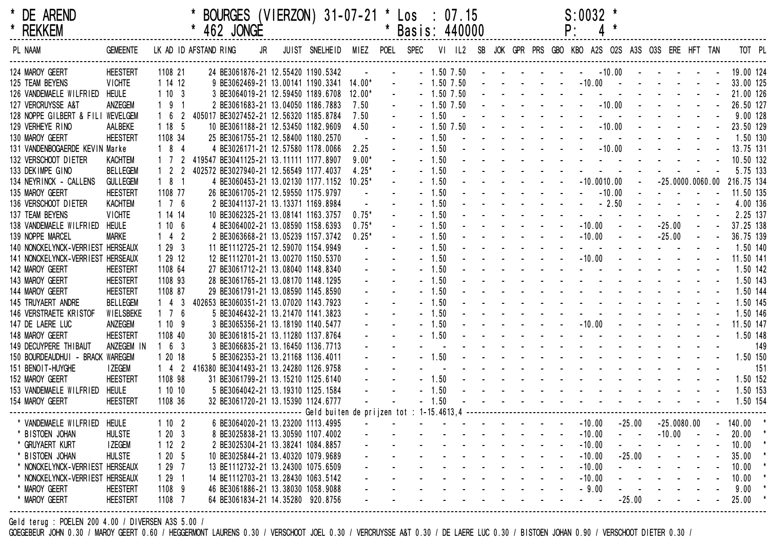| | | | | | |
|---|---|---|---|---|---|
| * DE AREND | * BOURGES (VIERZON) 31-07-21 | * Los : 07.15 | S:0032 * | | |
| * REKKEM | * 462 JONGE | * Basis: 440000 | P: 4 * | | |

| PL | NAAM | GEMEENTE | LK | AD | ID | AFSTAND | RING JR | JUIST | SNELHEID | MIEZ | POEL | SPEC | VI | IL2 | SB | JOK | GPR | PRS | GBO | KBO | A2S | O2S | A3S | O3S | ERE | HFT | TAN | TOT | PL |
|---|---|---|---|---|---|---|---|---|---|---|---|---|---|---|---|---|---|---|---|---|---|---|---|---|---|---|---|---|---|
| 124 | MAROY GEERT | HEESTERT | 1 | 108 | 21 | 24 | BE3061876-21 | 12.55420 | 1190.5342 | - | - | - | 1.50 | 7.50 | - | - | - | - | - | - | - | 10.00 | - | - | - | - | - | 19.00 | 124 |
| 125 | TEAM BEYENS | VICHTE | 1 | 14 | 12 | 9 | BE3062469-21 | 13.00141 | 1190.3341 | 14.00* | - | - | 1.50 | 7.50 | - | - | - | - | - | - | 10.00 | - | - | - | - | - | - | 33.00 | 125 |
| 126 | VANDEMAELE WILFRIED | HEULE | 1 | 10 | 3 | 3 | BE3064019-21 | 12.59450 | 1189.6708 | 12.00* | - | - | 1.50 | 7.50 | - | - | - | - | - | - | - | - | - | - | - | - | - | 21.00 | 126 |
| 127 | VERCRUYSSE A&T | ANZEGEM | 1 | 9 | 1 | 2 | BE3061683-21 | 13.04050 | 1186.7883 | 7.50 | - | - | 1.50 | 7.50 | - | - | - | - | - | - | - | 10.00 | - | - | - | - | - | 26.50 | 127 |
| 128 | NOPPE GILBERT & FILI | WEVELGEM | 1 | 6 | 2 | 405017 | BE3027452-21 | 12.56320 | 1185.8784 | 7.50 | - | - | 1.50 | - | - | - | - | - | - | - | - | - | - | - | - | - | - | 9.00 | 128 |
| 129 | VERHEYE RINO | AALBEKE | 1 | 18 | 5 | 10 | BE3061188-21 | 12.53450 | 1182.9609 | 4.50 | - | - | 1.50 | 7.50 | - | - | - | - | - | - | - | 10.00 | - | - | - | - | - | 23.50 | 129 |
| 130 | MAROY GEERT | HEESTERT | 1 | 108 | 34 | 25 | BE3061755-21 | 12.58400 | 1180.2570 | - | - | - | 1.50 | - | - | - | - | - | - | - | - | - | - | - | - | - | - | 1.50 | 130 |
| 131 | VANDENBOGAERDE KEVIN | Marke | 1 | 8 | 4 | 4 | BE3026171-21 | 12.57580 | 1178.0066 | 2.25 | - | - | 1.50 | - | - | - | - | - | - | - | - | 10.00 | - | - | - | - | - | 13.75 | 131 |
| 132 | VERSCHOOT DIETER | KACHTEM | 1 | 7 | 2 | 419547 | BE3041125-21 | 13.11111 | 1177.8907 | 9.00* | - | - | 1.50 | - | - | - | - | - | - | - | - | - | - | - | - | - | - | 10.50 | 132 |
| 133 | DEKIMPE GINO | BELLEGEM | 1 | 2 | 2 | 402572 | BE3027940-21 | 12.56549 | 1177.4037 | 4.25* | - | - | 1.50 | - | - | - | - | - | - | - | - | - | - | - | - | - | - | 5.75 | 133 |
| 134 | NEYRINCK - CALLENS | GULLEGEM | 1 | 8 | 1 | 4 | BE3060453-21 | 13.02130 | 1177.1152 | 10.25* | - | - | 1.50 | - | - | - | - | - | - | - | 10.00 | 10.00 | - | - | 25.00 | 00.00 | 60.00 | 216.75 | 134 |
| 135 | MAROY GEERT | HEESTERT | 1 | 108 | 77 | 26 | BE3061705-21 | 12.59550 | 1175.9797 | - | - | - | 1.50 | - | - | - | - | - | - | - | - | 10.00 | - | - | - | - | - | 11.50 | 135 |
| 136 | VERSCHOOT DIETER | KACHTEM | 1 | 7 | 6 | 2 | BE3041137-21 | 13.13371 | 1169.8984 | - | - | - | 1.50 | - | - | - | - | - | - | - | - | 2.50 | | | | | | 4.00 | 136 |
| 137 | TEAM BEYENS | VICHTE | 1 | 14 | 14 | 10 | BE3062325-21 | 13.08141 | 1163.3757 | 0.75* | - | - | 1.50 | - | - | - | - | - | - | - | - | - | - | - | - | - | - | 2.25 | 137 |
| 138 | VANDEMAELE WILFRIED | HEULE | 1 | 10 | 6 | 4 | BE3064002-21 | 13.08590 | 1158.6393 | 0.75* | - | - | 1.50 | - | - | - | - | - | - | - | 10.00 | - | - | - | 25.00 | - | - | 37.25 | 138 |
| 139 | NOPPE MARCEL | MARKE | 1 | 4 | 2 | 2 | BE3063668-21 | 13.05239 | 1157.3742 | 0.25* | - | - | 1.50 | - | - | - | - | - | - | - | 10.00 | - | - | - | 25.00 | - | - | 36.75 | 139 |
| 140 | NONCKELYNCK-VERRIEST | HERSEAUX | 1 | 29 | 3 | 11 | BE1112725-21 | 12.59070 | 1154.9949 | - | - | - | 1.50 | - | - | - | - | - | - | - | - | - | - | - | - | - | - | 1.50 | 140 |
| 141 | NONCKELYNCK-VERRIEST | HERSEAUX | 1 | 29 | 12 | 12 | BE1112701-21 | 13.00270 | 1150.5370 | - | - | - | 1.50 | - | - | - | - | - | - | - | 10.00 | - | - | - | - | - | - | 11.50 | 141 |
| 142 | MAROY GEERT | HEESTERT | 1 | 108 | 64 | 27 | BE3061712-21 | 13.08040 | 1148.8340 | - | - | - | 1.50 | - | - | - | - | - | - | - | - | - | - | - | - | - | - | 1.50 | 142 |
| 143 | MAROY GEERT | HEESTERT | 1 | 108 | 93 | 28 | BE3061765-21 | 13.08170 | 1148.1295 | - | - | - | 1.50 | - | - | - | - | - | - | - | - | - | - | - | - | - | - | 1.50 | 143 |
| 144 | MAROY GEERT | HEESTERT | 1 | 108 | 87 | 29 | BE3061791-21 | 13.08590 | 1145.8590 | - | - | - | 1.50 | - | - | - | - | - | - | - | - | - | - | - | - | - | - | 1.50 | 144 |
| 145 | TRUYAERT ANDRE | BELLEGEM | 1 | 4 | 3 | 402653 | BE3060351-21 | 13.07020 | 1143.7923 | - | - | - | 1.50 | - | - | - | - | - | - | - | - | - | - | - | - | - | - | 1.50 | 145 |
| 146 | VERSTRAETE KRISTOF | WIELSBEKE | 1 | 7 | 6 | 5 | BE3046432-21 | 13.21470 | 1141.3823 | - | - | - | 1.50 | - | - | - | - | - | - | - | - | - | - | - | - | - | - | 1.50 | 146 |
| 147 | DE LAERE LUC | ANZEGEM | 1 | 10 | 9 | 3 | BE3065356-21 | 13.18190 | 1140.5477 | - | - | - | 1.50 | - | - | - | - | - | - | - | 10.00 | - | - | - | - | - | - | 11.50 | 147 |
| 148 | MAROY GEERT | HEESTERT | 1 | 108 | 40 | 30 | BE3061815-21 | 13.11280 | 1137.8764 | - | - | - | 1.50 | - | - | - | - | - | - | - | - | - | - | - | - | - | - | 1.50 | 148 |
| 149 | DECUYPERE THIBAUT | ANZEGEM IN | 1 | 6 | 3 | 3 | BE3066835-21 | 13.16450 | 1136.7713 | - | - | - | - | - | - | - | - | - | - | - | - | - | - | - | - | - | - | | 149 |
| 150 | BOURDEAUDHUI - BRACK | WAREGEM | 1 | 20 | 18 | 5 | BE3062353-21 | 13.21168 | 1136.4011 | - | - | - | 1.50 | - | - | - | - | - | - | - | - | - | - | - | - | - | - | 1.50 | 150 |
| 151 | BENOIT-HUYGHE | IZEGEM | 1 | 4 | 2 | 416380 | BE3041493-21 | 13.24280 | 1126.9758 | - | - | - | - | - | - | - | - | - | - | - | - | - | - | - | - | - | - | | 151 |
| 152 | MAROY GEERT | HEESTERT | 1 | 108 | 98 | 31 | BE3061799-21 | 13.15210 | 1125.6140 | - | - | - | 1.50 | - | - | - | - | - | - | - | - | - | - | - | - | - | - | 1.50 | 152 |
| 153 | VANDEMAELE WILFRIED | HEULE | 1 | 10 | 10 | 5 | BE3064042-21 | 13.19310 | 1125.1584 | - | - | - | 1.50 | - | - | - | - | - | - | - | - | - | - | - | - | - | - | 1.50 | 153 |
| 154 | MAROY GEERT | HEESTERT | 1 | 108 | 36 | 32 | BE3061720-21 | 13.15390 | 1124.6777 | - | - | - | 1.50 | - | - | - | - | - | - | - | - | - | - | - | - | - | - | 1.50 | 154 |
| | Geld buiten de prijzen tot : 1-15.4613,4 | | | | | | | | | | | | | | | | | | | | | | | | | | | | |
| * | VANDEMAELE WILFRIED | HEULE | 1 | 10 | 2 | 6 | BE3064020-21 | 13.23200 | 1113.4995 | - | - | - | - | - | - | - | - | - | - | - | 10.00 | - | 25.00 | - | 25.00 | 80.00 | - | 140.00 | * |
| * | BISTOEN JOHAN | HULSTE | 1 | 20 | 3 | 8 | BE3025838-21 | 13.30590 | 1107.4002 | - | - | - | - | - | - | - | - | - | - | - | 10.00 | - | - | - | 10.00 | - | - | 20.00 | * |
| * | GRUYAERT KURT | IZEGEM | 1 | 12 | 2 | 2 | BE3025304-21 | 13.38241 | 1084.8857 | - | - | - | - | - | - | - | - | - | - | - | 10.00 | - | - | - | - | - | - | 10.00 | * |
| * | BISTOEN JOHAN | HULSTE | 1 | 20 | 5 | 10 | BE3025844-21 | 13.40320 | 1079.9689 | - | - | - | - | - | - | - | - | - | - | - | 10.00 | - | 25.00 | - | - | - | - | 35.00 | * |
| * | NONCKELYNCK-VERRIEST | HERSEAUX | 1 | 29 | 7 | 13 | BE1112732-21 | 13.24300 | 1075.6509 | - | - | - | - | - | - | - | - | - | - | - | 10.00 | - | - | - | - | - | - | 10.00 | * |
| * | NONCKELYNCK-VERRIEST | HERSEAUX | 1 | 29 | 1 | 14 | BE1112703-21 | 13.28430 | 1063.5142 | - | - | - | - | - | - | - | - | - | - | - | 10.00 | - | - | - | - | - | - | 10.00 | * |
| * | MAROY GEERT | HEESTERT | 1 | 108 | 9 | 46 | BE3061886-21 | 13.38030 | 1058.9088 | - | - | - | - | - | - | - | - | - | - | - | 9.00 | - | - | - | - | - | - | 9.00 | * |
| * | MAROY GEERT | HEESTERT | 1 | 108 | 7 | 64 | BE3061834-21 | 14.35280 | 920.8756 | - | - | - | - | - | - | - | - | - | - | - | - | - | 25.00 | - | - | - | - | 25.00 | * |

Geld terug : POELEN 200 4.00 / DIVERSEN A3S 5.00 /

GOEGEBEUR JOHN 0.30 / MAROY GEERT 0.60 / HEGGERMONT LAURENS 0.30 / VERSCHOOT JOEL 0.30 / VERCRUYSSE A&T 0.30 / DE LAERE LUC 0.30 / BISTOEN JOHAN 0.90 / VERSCHOOT DIETER 0.30 /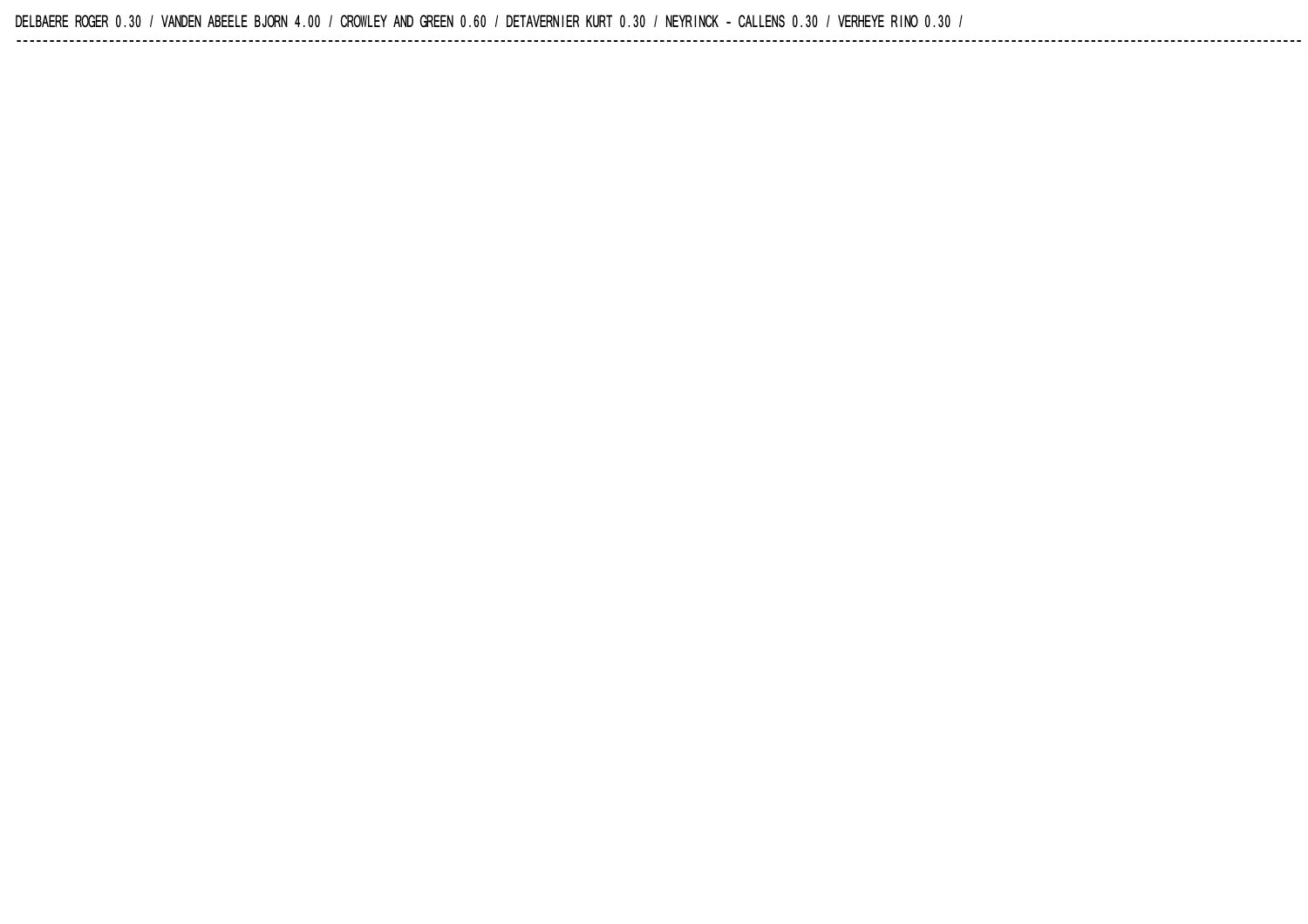DELBAERE ROGER 0.30 / VANDEN ABEELE BJORN 4.00 / CROWLEY AND GREEN 0.60 / DETAVERNIER KURT 0.30 / NEYRINCK - CALLENS 0.30 / VERHEYE RINO 0.30 /

---